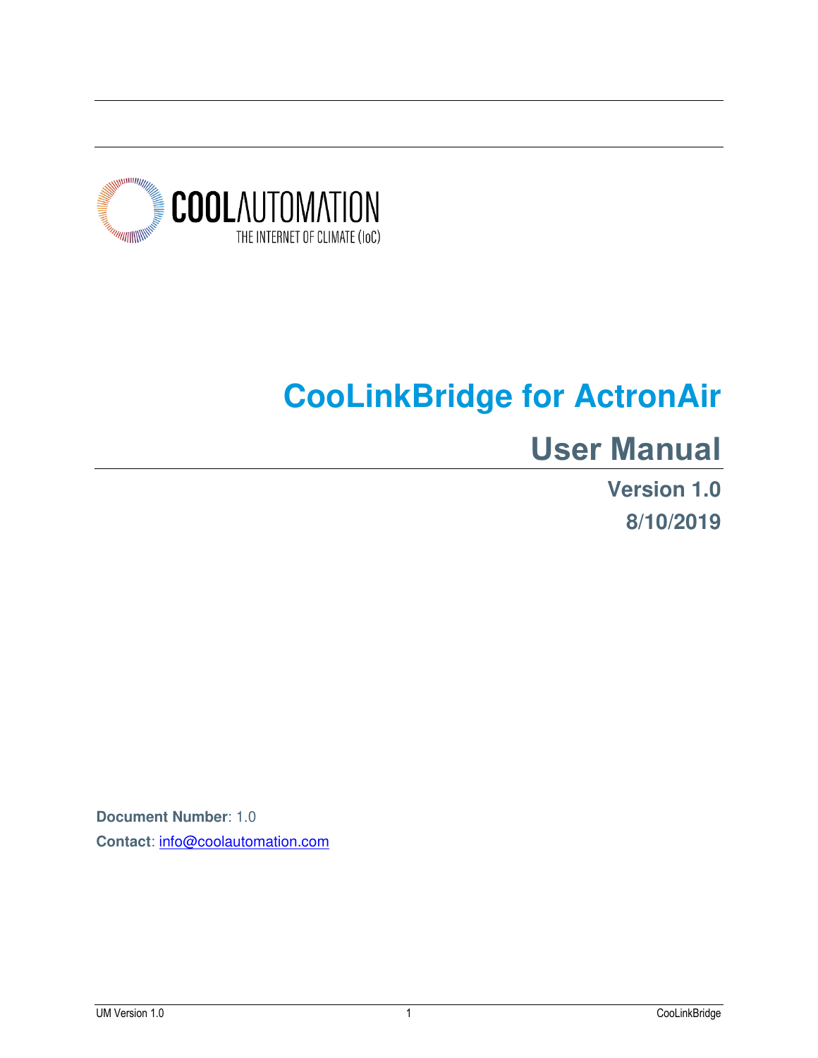COOLAUTOMATION

THE INTERNET OF CLIMATE (IoC)

# CooLinkBridge for ActronAir

## User Manual

**Version 1.0**

**8/10/2019**

**Document Number**: 1.0

**Contact**: info@coolautomation.com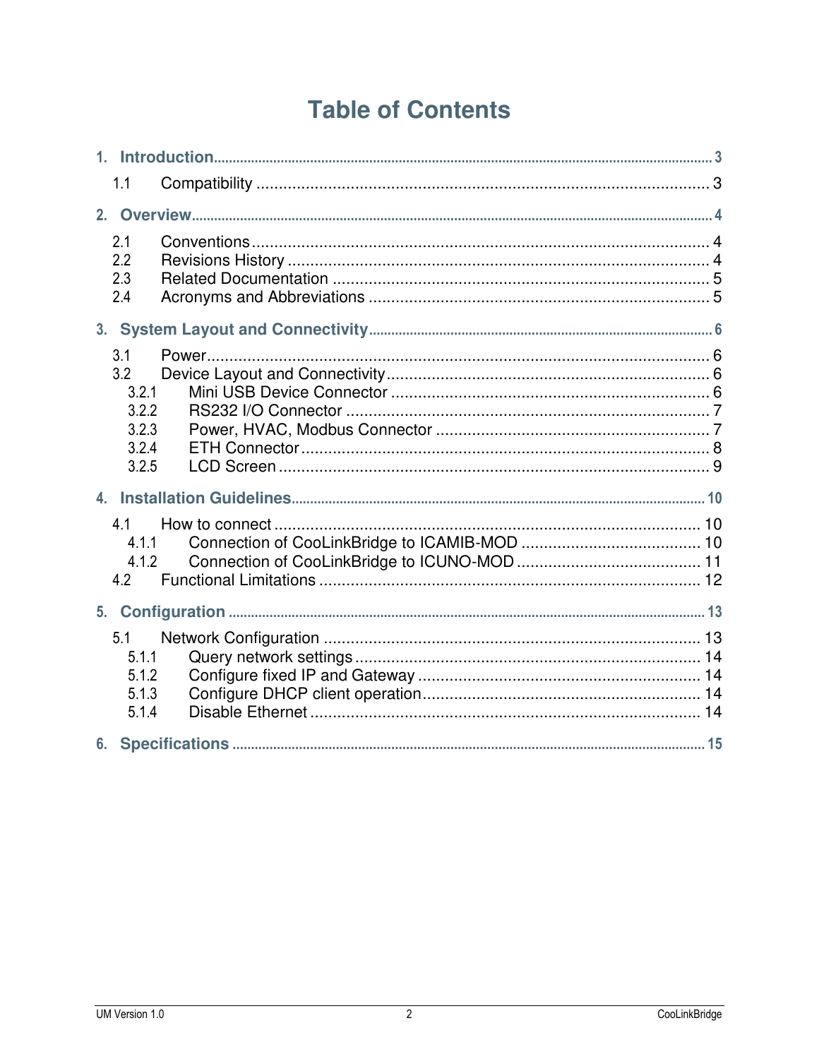# Table of Contents

1. **Introduction** .......... 3
   - 1.1 Compatibility .......... 3
2. **Overview** .......... 4
   - 2.1 Conventions .......... 4
   - 2.2 Revisions History .......... 4
   - 2.3 Related Documentation .......... 5
   - 2.4 Acronyms and Abbreviations .......... 5
3. **System Layout and Connectivity** .......... 6
   - 3.1 Power .......... 6
   - 3.2 Device Layout and Connectivity .......... 6
     - 3.2.1 Mini USB Device Connector .......... 6
     - 3.2.2 RS232 I/O Connector .......... 7
     - 3.2.3 Power, HVAC, Modbus Connector .......... 7
     - 3.2.4 ETH Connector .......... 8
     - 3.2.5 LCD Screen .......... 9
4. **Installation Guidelines** .......... 10
   - 4.1 How to connect .......... 10
     - 4.1.1 Connection of CooLinkBridge to ICAMIB-MOD .......... 10
     - 4.1.2 Connection of CooLinkBridge to ICUNO-MOD .......... 11
   - 4.2 Functional Limitations .......... 12
5. **Configuration** .......... 13
   - 5.1 Network Configuration .......... 13
     - 5.1.1 Query network settings .......... 14
     - 5.1.2 Configure fixed IP and Gateway .......... 14
     - 5.1.3 Configure DHCP client operation .......... 14
     - 5.1.4 Disable Ethernet .......... 14
6. **Specifications** .......... 15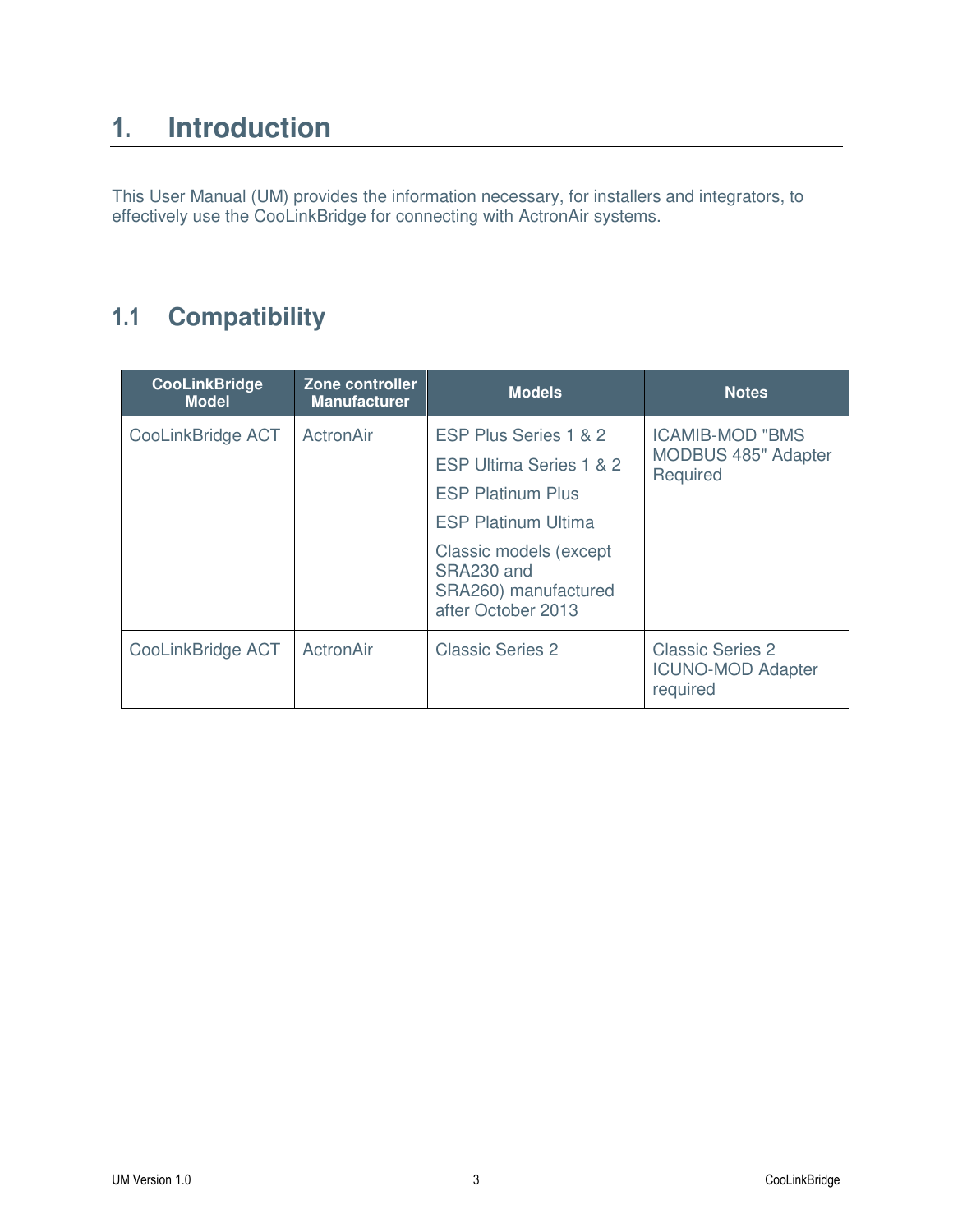# 1. Introduction

This User Manual (UM) provides the information necessary, for installers and integrators, to effectively use the CooLinkBridge for connecting with ActronAir systems.

## 1.1 Compatibility

| CooLinkBridge Model | Zone controller Manufacturer | Models | Notes |
|---|---|---|---|
| CooLinkBridge ACT | ActronAir | ESP Plus Series 1 & 2<br>ESP Ultima Series 1 & 2<br>ESP Platinum Plus<br>ESP Platinum Ultima<br>Classic models (except SRA230 and SRA260) manufactured after October 2013 | ICAMIB-MOD "BMS MODBUS 485" Adapter Required |
| CooLinkBridge ACT | ActronAir | Classic Series 2 | Classic Series 2 ICUNO-MOD Adapter required |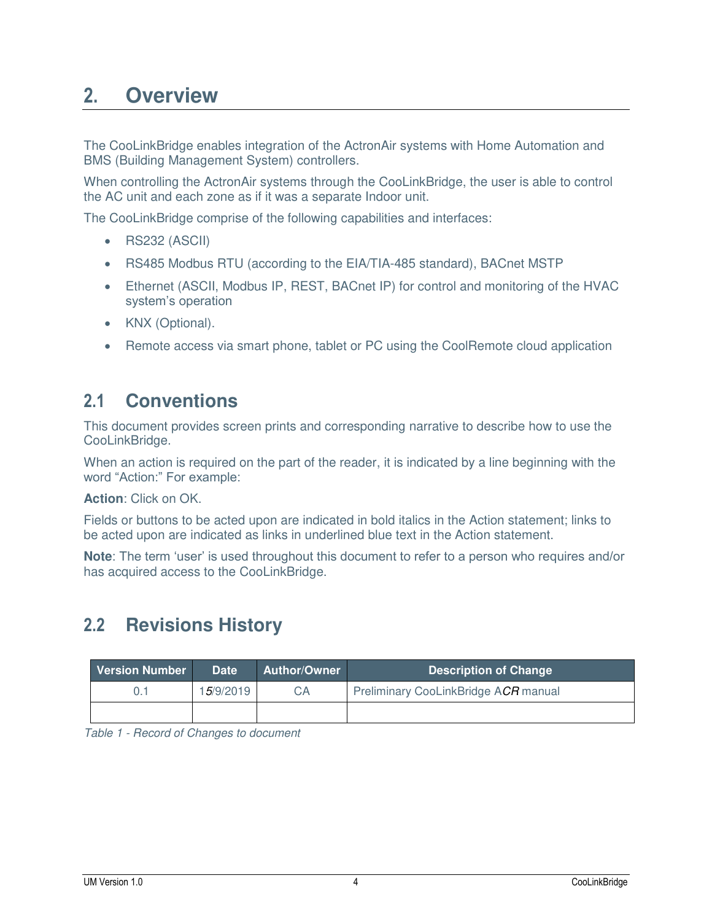# 2. Overview

The CooLinkBridge enables integration of the ActronAir systems with Home Automation and BMS (Building Management System) controllers.

When controlling the ActronAir systems through the CooLinkBridge, the user is able to control the AC unit and each zone as if it was a separate Indoor unit.

The CooLinkBridge comprise of the following capabilities and interfaces:

- RS232 (ASCII)
- RS485 Modbus RTU (according to the EIA/TIA-485 standard), BACnet MSTP
- Ethernet (ASCII, Modbus IP, REST, BACnet IP) for control and monitoring of the HVAC system's operation
- KNX (Optional).
- Remote access via smart phone, tablet or PC using the CoolRemote cloud application

## 2.1 Conventions

This document provides screen prints and corresponding narrative to describe how to use the CooLinkBridge.

When an action is required on the part of the reader, it is indicated by a line beginning with the word "Action:" For example:

**Action**: Click on OK.

Fields or buttons to be acted upon are indicated in bold italics in the Action statement; links to be acted upon are indicated as links in underlined blue text in the Action statement.

**Note**: The term 'user' is used throughout this document to refer to a person who requires and/or has acquired access to the CooLinkBridge.

## 2.2 Revisions History

| Version Number | Date | Author/Owner | Description of Change |
|---|---|---|---|
| 0.1 | 15/9/2019 | CA | Preliminary CooLinkBridge ACR manual |
| | | | |

*Table 1 - Record of Changes to document*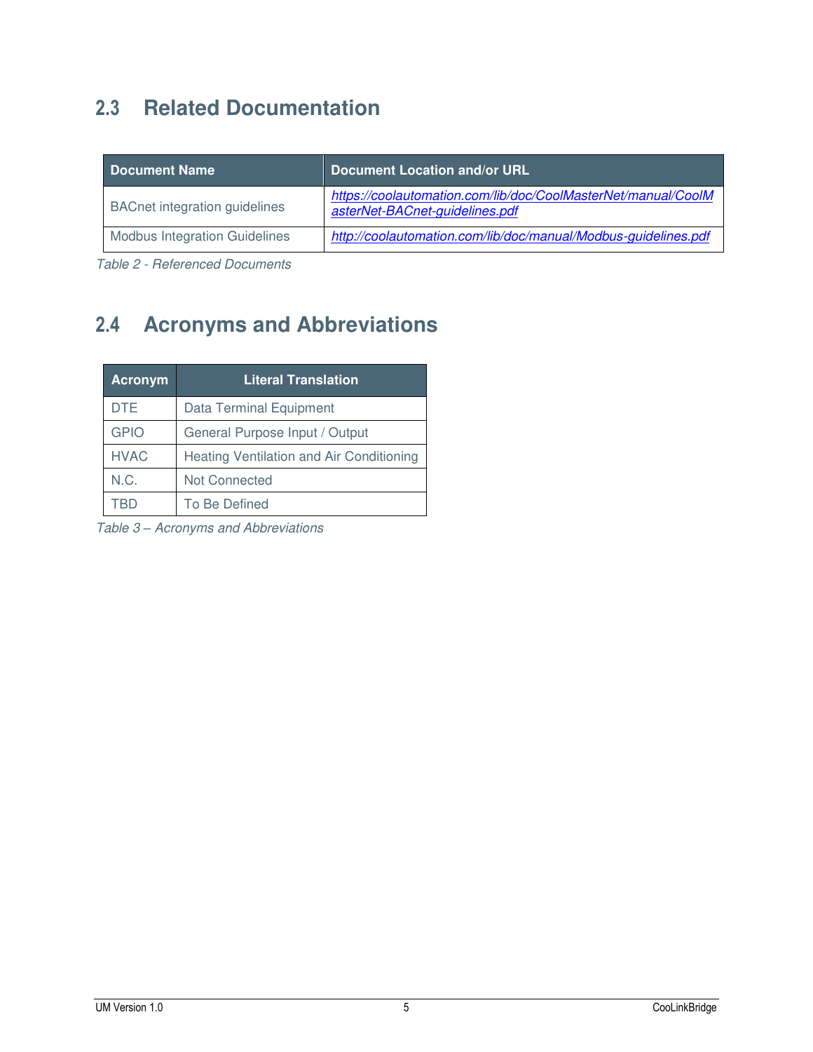## 2.3 Related Documentation

| Document Name | Document Location and/or URL |
|---|---|
| BACnet integration guidelines | *https://coolautomation.com/lib/doc/CoolMasterNet/manual/CoolMasterNet-BACnet-guidelines.pdf* |
| Modbus Integration Guidelines | *http://coolautomation.com/lib/doc/manual/Modbus-guidelines.pdf* |

*Table 2 - Referenced Documents*

## 2.4 Acronyms and Abbreviations

| Acronym | Literal Translation |
|---|---|
| DTE | Data Terminal Equipment |
| GPIO | General Purpose Input / Output |
| HVAC | Heating Ventilation and Air Conditioning |
| N.C. | Not Connected |
| TBD | To Be Defined |

*Table 3 – Acronyms and Abbreviations*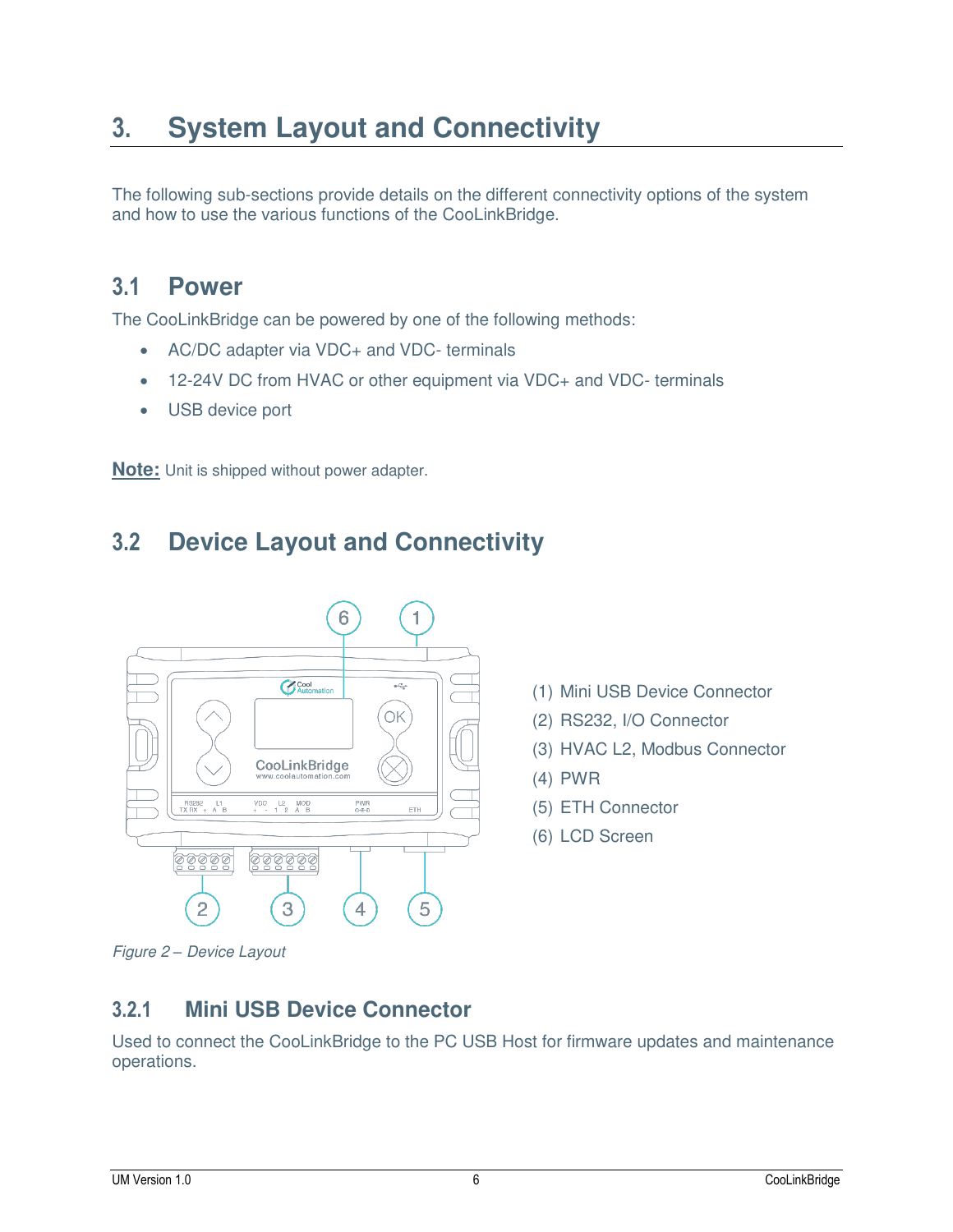# 3. System Layout and Connectivity

The following sub-sections provide details on the different connectivity options of the system and how to use the various functions of the CooLinkBridge.

## 3.1 Power

The CooLinkBridge can be powered by one of the following methods:

- AC/DC adapter via VDC+ and VDC- terminals
- 12-24V DC from HVAC or other equipment via VDC+ and VDC- terminals
- USB device port

**Note:** Unit is shipped without power adapter.

## 3.2 Device Layout and Connectivity

(1) Mini USB Device Connector
(2) RS232, I/O Connector
(3) HVAC L2, Modbus Connector
(4) PWR
(5) ETH Connector
(6) LCD Screen

*Figure 2 – Device Layout*

### 3.2.1 Mini USB Device Connector

Used to connect the CooLinkBridge to the PC USB Host for firmware updates and maintenance operations.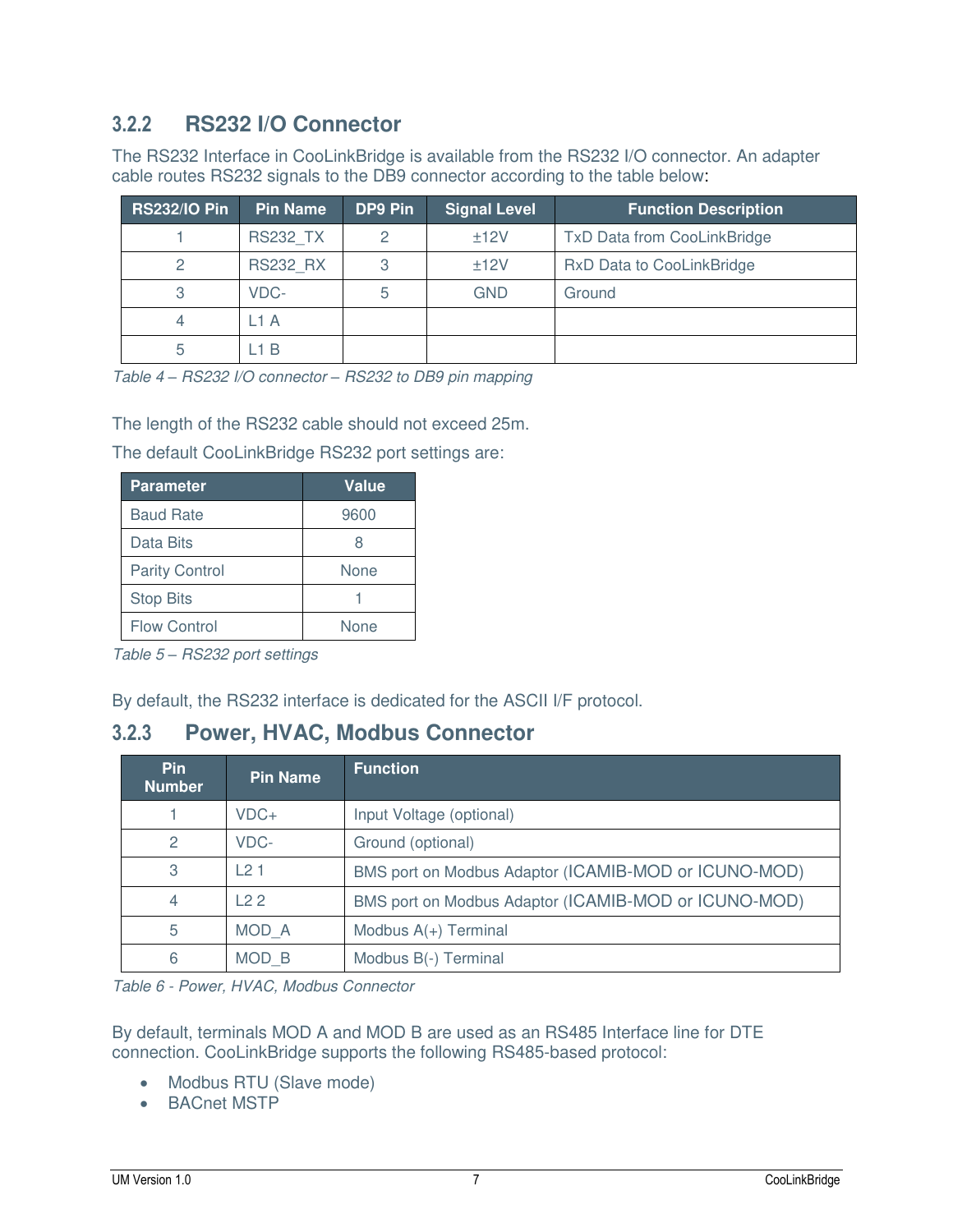### 3.2.2 RS232 I/O Connector

The RS232 Interface in CooLinkBridge is available from the RS232 I/O connector. An adapter cable routes RS232 signals to the DB9 connector according to the table below:

| RS232/IO Pin | Pin Name | DP9 Pin | Signal Level | Function Description |
|---|---|---|---|---|
| 1 | RS232_TX | 2 | ±12V | TxD Data from CooLinkBridge |
| 2 | RS232_RX | 3 | ±12V | RxD Data to CooLinkBridge |
| 3 | VDC- | 5 | GND | Ground |
| 4 | L1 A | | | |
| 5 | L1 B | | | |

*Table 4 – RS232 I/O connector – RS232 to DB9 pin mapping*

The length of the RS232 cable should not exceed 25m.

The default CooLinkBridge RS232 port settings are:

| Parameter | Value |
|---|---|
| Baud Rate | 9600 |
| Data Bits | 8 |
| Parity Control | None |
| Stop Bits | 1 |
| Flow Control | None |

*Table 5 – RS232 port settings*

By default, the RS232 interface is dedicated for the ASCII I/F protocol.

### 3.2.3 Power, HVAC, Modbus Connector

| Pin Number | Pin Name | Function |
|---|---|---|
| 1 | VDC+ | Input Voltage (optional) |
| 2 | VDC- | Ground (optional) |
| 3 | L2 1 | BMS port on Modbus Adaptor (ICAMIB-MOD or ICUNO-MOD) |
| 4 | L2 2 | BMS port on Modbus Adaptor (ICAMIB-MOD or ICUNO-MOD) |
| 5 | MOD_A | Modbus A(+) Terminal |
| 6 | MOD_B | Modbus B(-) Terminal |

*Table 6 - Power, HVAC, Modbus Connector*

By default, terminals MOD A and MOD B are used as an RS485 Interface line for DTE connection. CooLinkBridge supports the following RS485-based protocol:

- Modbus RTU (Slave mode)
- BACnet MSTP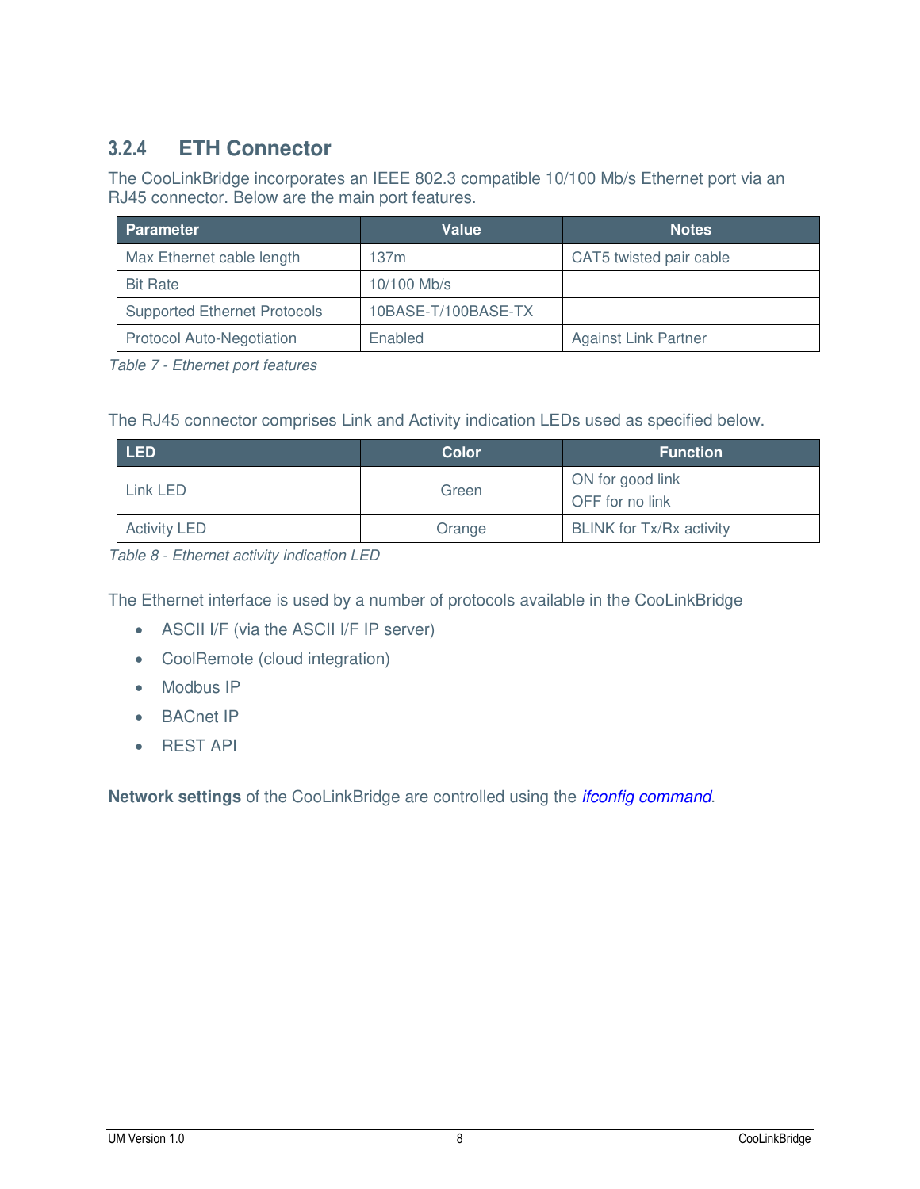### 3.2.4 ETH Connector

The CooLinkBridge incorporates an IEEE 802.3 compatible 10/100 Mb/s Ethernet port via an RJ45 connector. Below are the main port features.

| Parameter | Value | Notes |
|---|---|---|
| Max Ethernet cable length | 137m | CAT5 twisted pair cable |
| Bit Rate | 10/100 Mb/s | |
| Supported Ethernet Protocols | 10BASE-T/100BASE-TX | |
| Protocol Auto-Negotiation | Enabled | Against Link Partner |

*Table 7 - Ethernet port features*

The RJ45 connector comprises Link and Activity indication LEDs used as specified below.

| LED | Color | Function |
|---|---|---|
| Link LED | Green | ON for good link<br>OFF for no link |
| Activity LED | Orange | BLINK for Tx/Rx activity |

*Table 8 - Ethernet activity indication LED*

The Ethernet interface is used by a number of protocols available in the CooLinkBridge

- ASCII I/F (via the ASCII I/F IP server)
- CoolRemote (cloud integration)
- Modbus IP
- BACnet IP
- REST API

**Network settings** of the CooLinkBridge are controlled using the *ifconfig command*.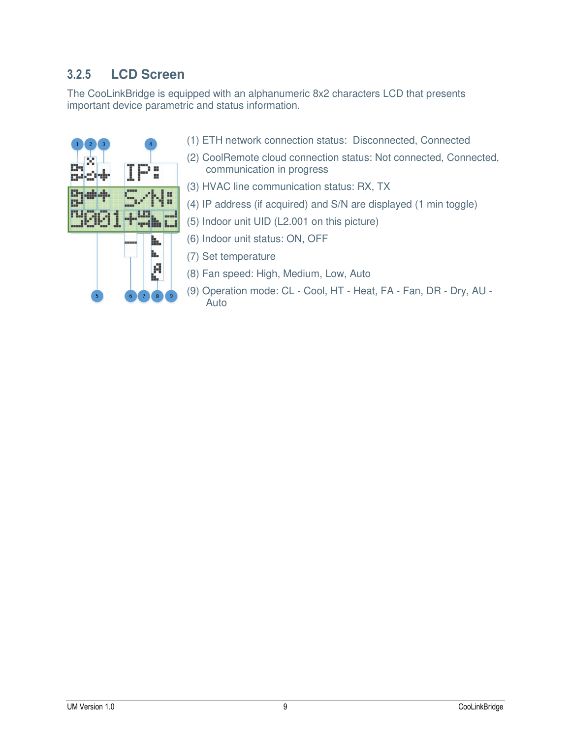### 3.2.5 LCD Screen

The CooLinkBridge is equipped with an alphanumeric 8x2 characters LCD that presents important device parametric and status information.

(1) ETH network connection status: Disconnected, Connected

(2) CoolRemote cloud connection status: Not connected, Connected, communication in progress

(3) HVAC line communication status: RX, TX

(4) IP address (if acquired) and S/N are displayed (1 min toggle)

(5) Indoor unit UID (L2.001 on this picture)

(6) Indoor unit status: ON, OFF

(7) Set temperature

(8) Fan speed: High, Medium, Low, Auto

(9) Operation mode: CL - Cool, HT - Heat, FA - Fan, DR - Dry, AU - Auto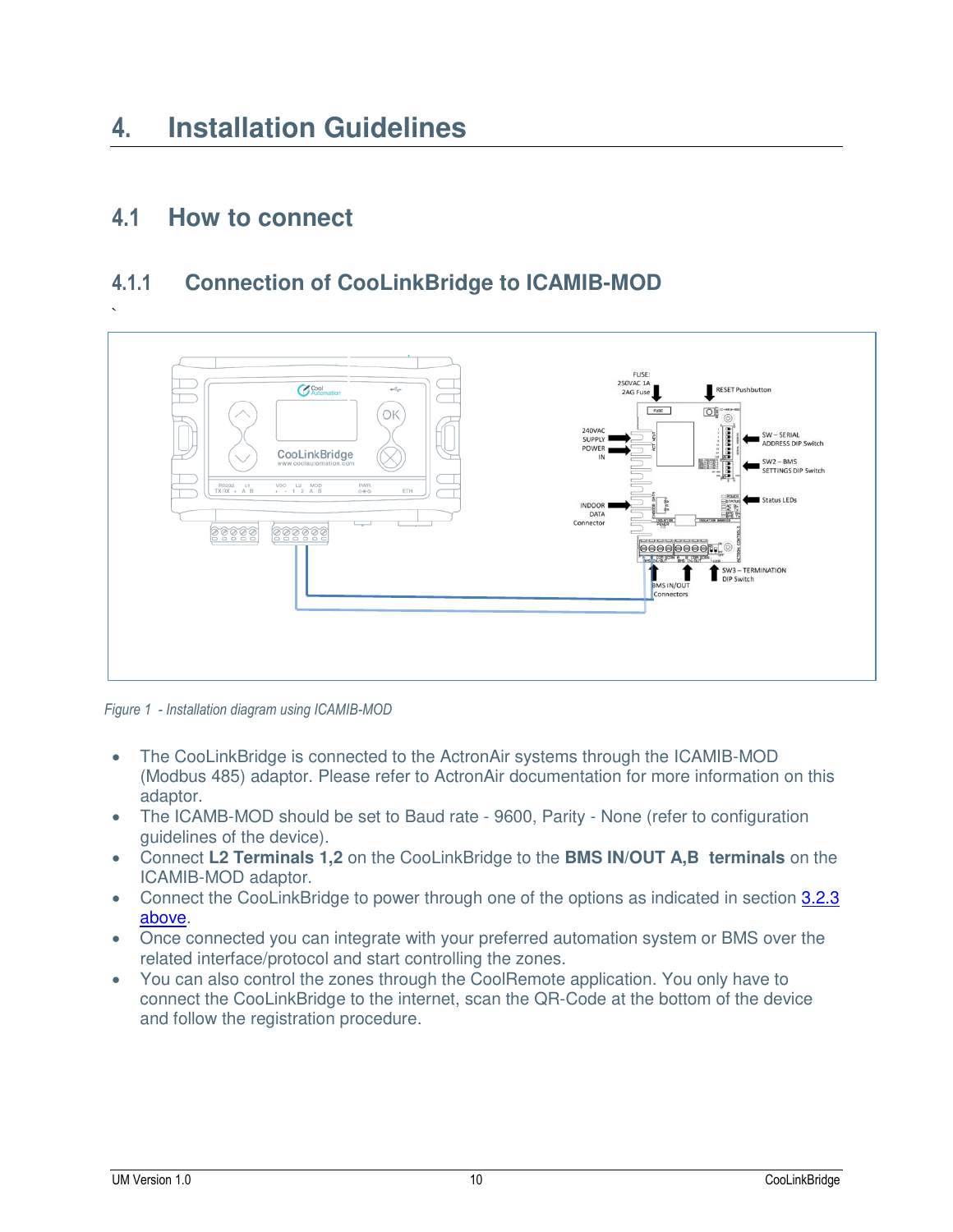# 4. Installation Guidelines

## 4.1 How to connect

### 4.1.1 Connection of CooLinkBridge to ICAMIB-MOD

`

*Figure 1 - Installation diagram using ICAMIB-MOD*

- The CooLinkBridge is connected to the ActronAir systems through the ICAMIB-MOD (Modbus 485) adaptor. Please refer to ActronAir documentation for more information on this adaptor.
- The ICAMB-MOD should be set to Baud rate - 9600, Parity - None (refer to configuration guidelines of the device).
- Connect **L2 Terminals 1,2** on the CooLinkBridge to the **BMS IN/OUT A,B terminals** on the ICAMIB-MOD adaptor.
- Connect the CooLinkBridge to power through one of the options as indicated in section 3.2.3 above.
- Once connected you can integrate with your preferred automation system or BMS over the related interface/protocol and start controlling the zones.
- You can also control the zones through the CoolRemote application. You only have to connect the CooLinkBridge to the internet, scan the QR-Code at the bottom of the device and follow the registration procedure.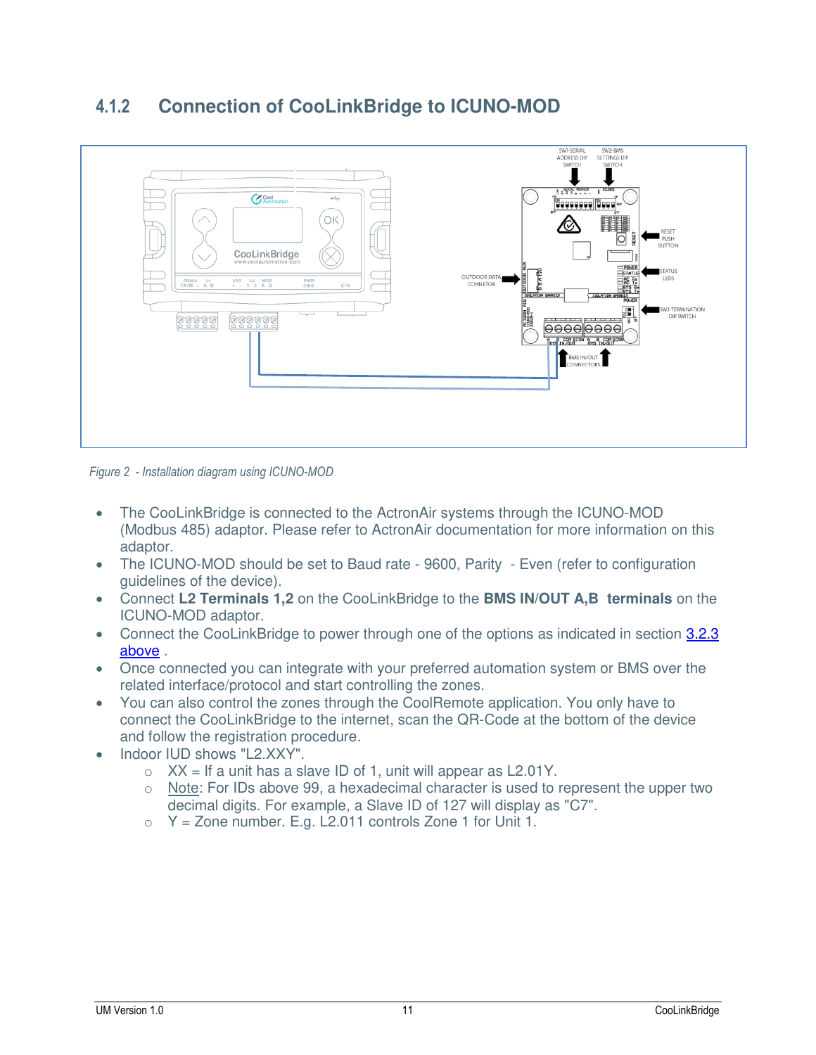### 4.1.2 Connection of CooLinkBridge to ICUNO-MOD

*Figure 2 - Installation diagram using ICUNO-MOD*

- The CooLinkBridge is connected to the ActronAir systems through the ICUNO-MOD (Modbus 485) adaptor. Please refer to ActronAir documentation for more information on this adaptor.
- The ICUNO-MOD should be set to Baud rate - 9600, Parity - Even (refer to configuration guidelines of the device).
- Connect **L2 Terminals 1,2** on the CooLinkBridge to the **BMS IN/OUT A,B terminals** on the ICUNO-MOD adaptor.
- Connect the CooLinkBridge to power through one of the options as indicated in section 3.2.3 above .
- Once connected you can integrate with your preferred automation system or BMS over the related interface/protocol and start controlling the zones.
- You can also control the zones through the CoolRemote application. You only have to connect the CooLinkBridge to the internet, scan the QR-Code at the bottom of the device and follow the registration procedure.
- Indoor IUD shows "L2.XXY".
  - XX = If a unit has a slave ID of 1, unit will appear as L2.01Y.
  - Note: For IDs above 99, a hexadecimal character is used to represent the upper two decimal digits. For example, a Slave ID of 127 will display as "C7".
  - Y = Zone number. E.g. L2.011 controls Zone 1 for Unit 1.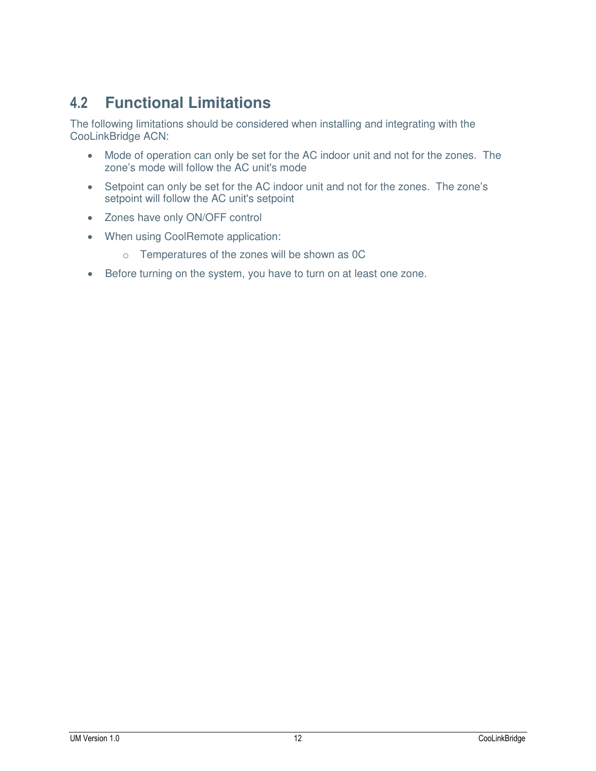## 4.2 Functional Limitations

The following limitations should be considered when installing and integrating with the CooLinkBridge ACN:

- Mode of operation can only be set for the AC indoor unit and not for the zones. The zone's mode will follow the AC unit's mode
- Setpoint can only be set for the AC indoor unit and not for the zones. The zone's setpoint will follow the AC unit's setpoint
- Zones have only ON/OFF control
- When using CoolRemote application:
  - Temperatures of the zones will be shown as 0C
- Before turning on the system, you have to turn on at least one zone.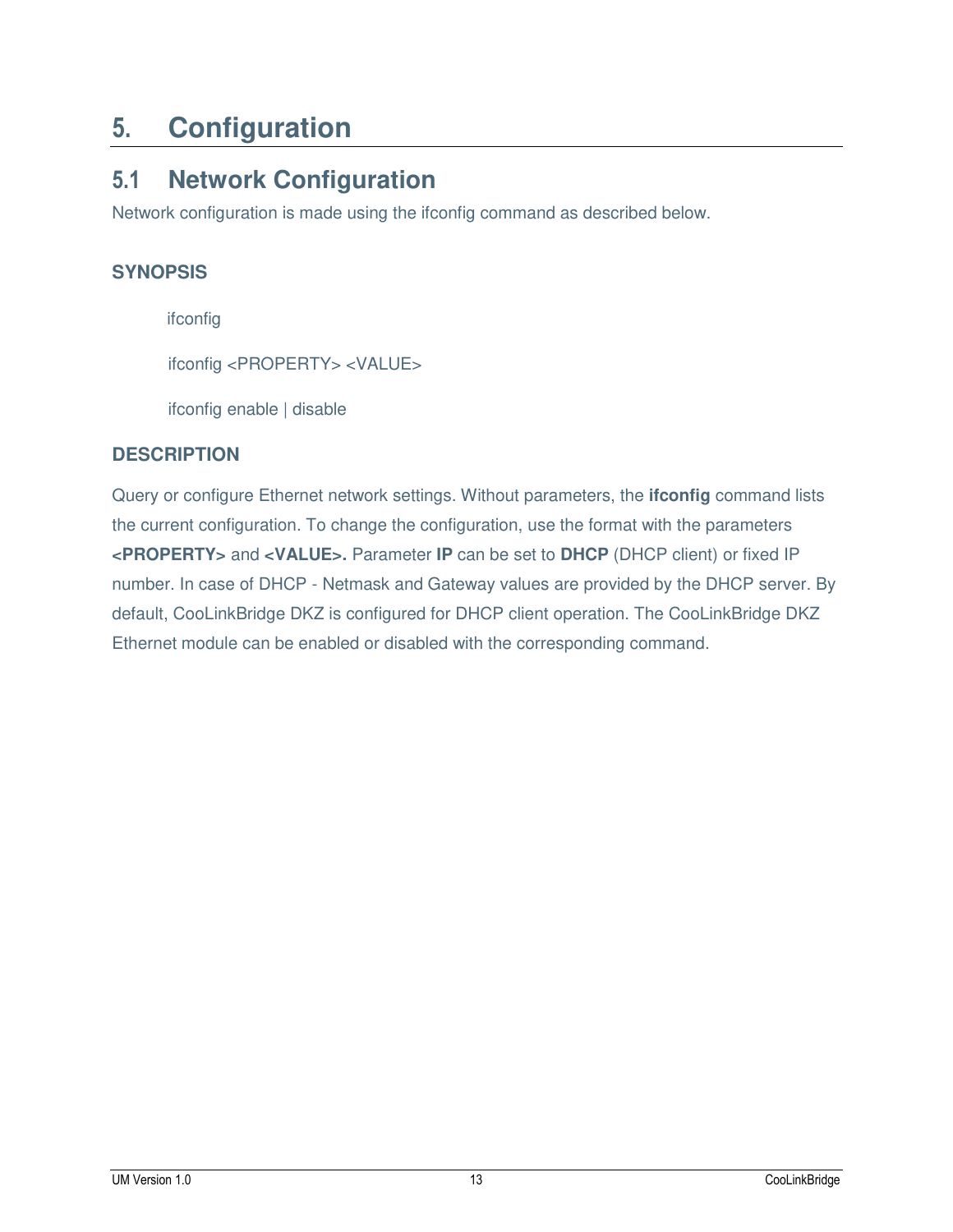# 5. Configuration

## 5.1 Network Configuration

Network configuration is made using the ifconfig command as described below.

### SYNOPSIS

ifconfig

ifconfig <PROPERTY> <VALUE>

ifconfig enable | disable

### DESCRIPTION

Query or configure Ethernet network settings. Without parameters, the **ifconfig** command lists the current configuration. To change the configuration, use the format with the parameters **<PROPERTY>** and **<VALUE>.** Parameter **IP** can be set to **DHCP** (DHCP client) or fixed IP number. In case of DHCP - Netmask and Gateway values are provided by the DHCP server. By default, CooLinkBridge DKZ is configured for DHCP client operation. The CooLinkBridge DKZ Ethernet module can be enabled or disabled with the corresponding command.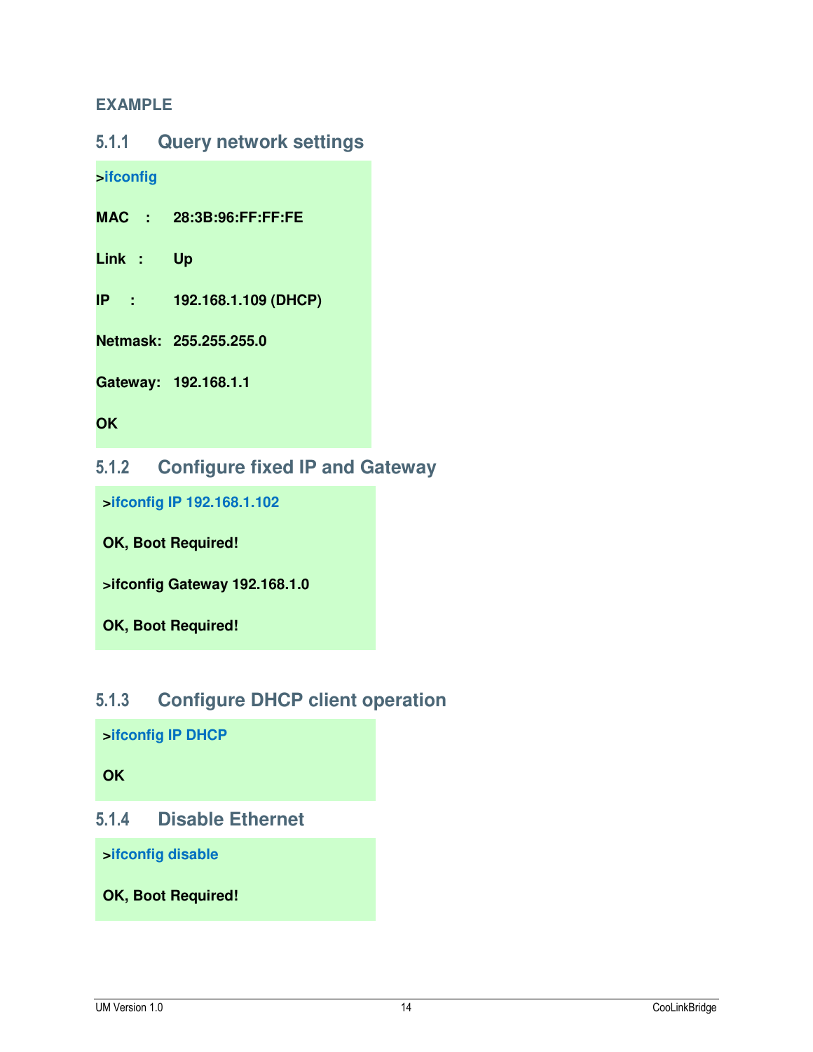**EXAMPLE**

### 5.1.1 Query network settings

```
>ifconfig

MAC    :    28:3B:96:FF:FF:FE

Link   :    Up

IP     :    192.168.1.109 (DHCP)

Netmask:    255.255.255.0

Gateway:    192.168.1.1

OK
```

### 5.1.2 Configure fixed IP and Gateway

```
>ifconfig IP 192.168.1.102

OK, Boot Required!

>ifconfig Gateway 192.168.1.0

OK, Boot Required!
```

### 5.1.3 Configure DHCP client operation

```
>ifconfig IP DHCP

OK
```

### 5.1.4 Disable Ethernet

```
>ifconfig disable

OK, Boot Required!
```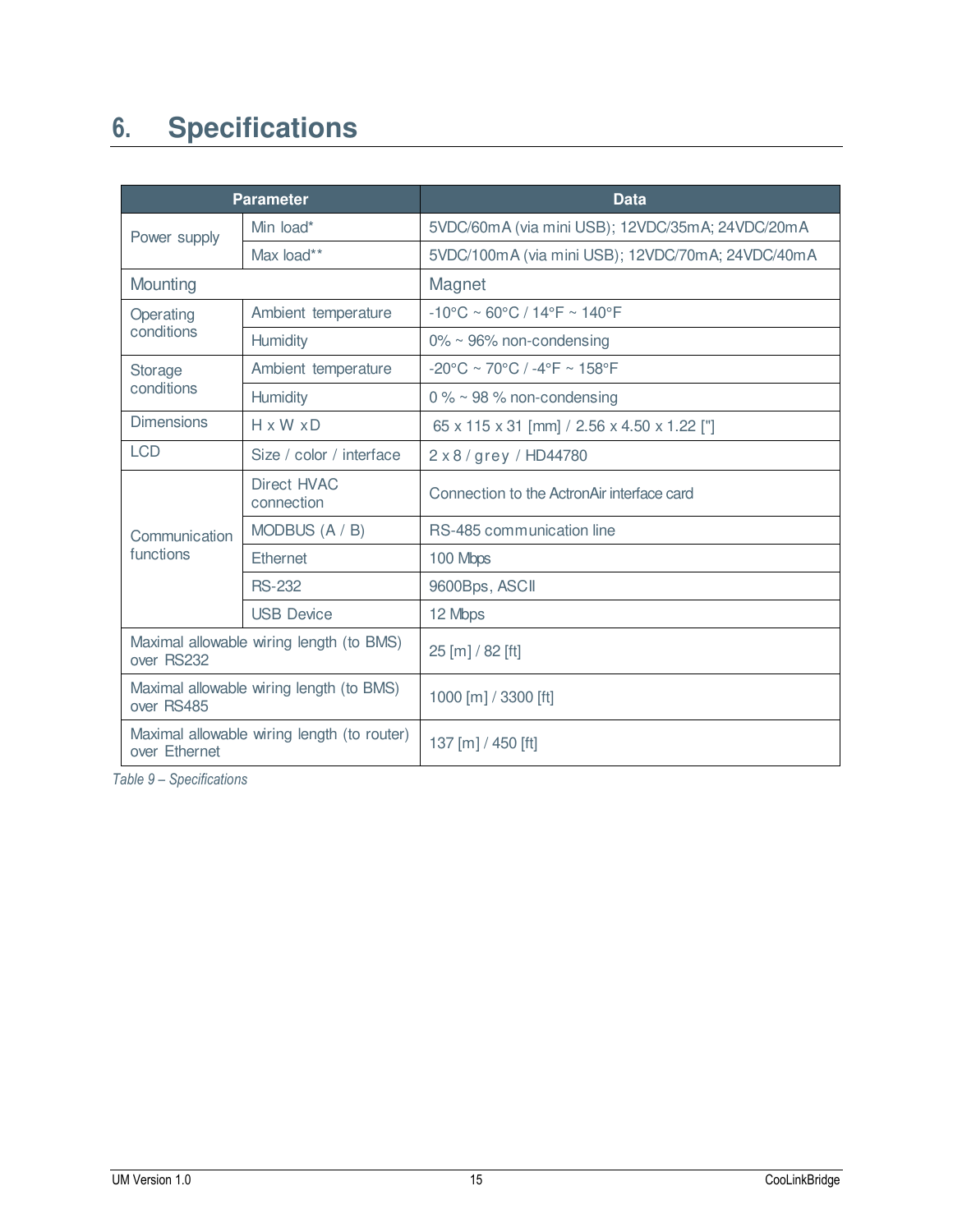# 6. Specifications

| Parameter | | Data |
|---|---|---|
| Power supply | Min load* | 5VDC/60mA (via mini USB); 12VDC/35mA; 24VDC/20mA |
| | Max load** | 5VDC/100mA (via mini USB); 12VDC/70mA; 24VDC/40mA |
| Mounting | | Magnet |
| Operating conditions | Ambient temperature | -10°C ~ 60°C / 14°F ~ 140°F |
| | Humidity | 0% ~ 96% non-condensing |
| Storage conditions | Ambient temperature | -20°C ~ 70°C / -4°F ~ 158°F |
| | Humidity | 0 % ~ 98 % non-condensing |
| Dimensions | H x W x D | 65 x 115 x 31 [mm] / 2.56 x 4.50 x 1.22 ["] |
| LCD | Size / color / interface | 2 x 8 / grey / HD44780 |
| Communication functions | Direct HVAC connection | Connection to the ActronAir interface card |
| | MODBUS (A / B) | RS-485 communication line |
| | Ethernet | 100 Mbps |
| | RS-232 | 9600Bps, ASCII |
| | USB Device | 12 Mbps |
| Maximal allowable wiring length (to BMS) over RS232 | | 25 [m] / 82 [ft] |
| Maximal allowable wiring length (to BMS) over RS485 | | 1000 [m] / 3300 [ft] |
| Maximal allowable wiring length (to router) over Ethernet | | 137 [m] / 450 [ft] |

*Table 9 – Specifications*